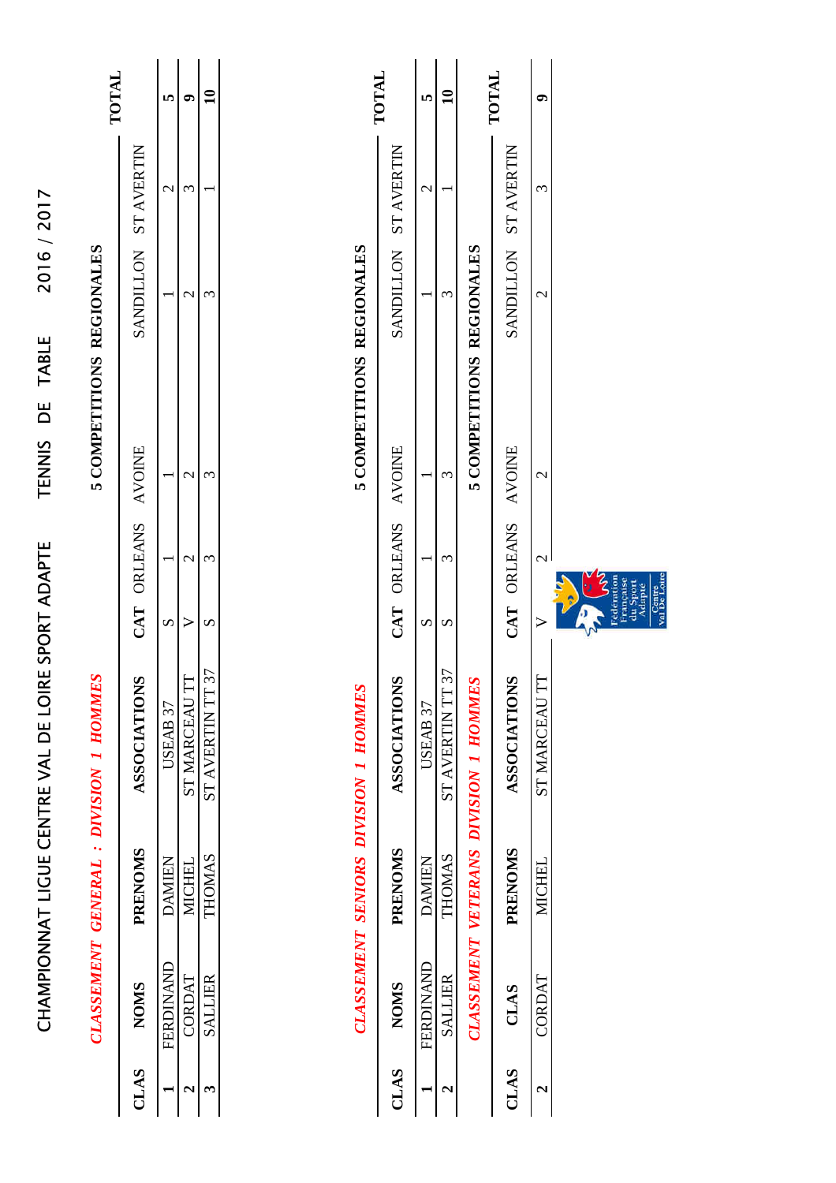# CHAMPIONNAT LIGUE CENTRE VAL DE LOIRE SPORT ADAPTE TENNIS DE TABLE 2016 / 2017

## *CLASSEMENT GENERAL : DIVISION 1 HOMMES*

| CLAS | NOMS | PRENOMS | ASSOCIATIONS | CAT | 5 COMPETITIONS REGIONALES | | | | | TOTAL |
|---|---|---|---|---|---|---|---|---|---|---|
| | | | | | ORLEANS | AVOINE | | SANDILLON | ST AVERTIN | |
| **1** | FERDINAND | DAMIEN | USEAB 37 | S | 1 | 1 | | 1 | 2 | **5** |
| **2** | CORDAT | MICHEL | ST MARCEAU TT | V | 2 | 2 | | 2 | 3 | **9** |
| **3** | SALLIER | THOMAS | ST AVERTIN TT 37 | S | 3 | 3 | | 3 | 1 | **10** |

## *CLASSEMENT SENIORS DIVISION 1 HOMMES*

| CLAS | NOMS | PRENOMS | ASSOCIATIONS | CAT | 5 COMPETITIONS REGIONALES | | | | | TOTAL |
|---|---|---|---|---|---|---|---|---|---|---|
| | | | | | ORLEANS | AVOINE | | SANDILLON | ST AVERTIN | |
| **1** | FERDINAND | DAMIEN | USEAB 37 | S | 1 | 1 | | 1 | 2 | **5** |
| **2** | SALLIER | THOMAS | ST AVERTIN TT 37 | S | 3 | 3 | | 3 | 1 | **10** |

## *CLASSEMENT VETERANS DIVISION 1 HOMMES*

| CLAS | CLAS | PRENOMS | ASSOCIATIONS | CAT | 5 COMPETITIONS REGIONALES | | | | | TOTAL |
|---|---|---|---|---|---|---|---|---|---|---|
| | | | | | ORLEANS | AVOINE | | SANDILLON | ST AVERTIN | |
| **2** | CORDAT | MICHEL | ST MARCEAU TT | V | 2 | 2 | | 2 | 3 | **9** |

Fédération Française du Sport Adapté
Centre Val De Loire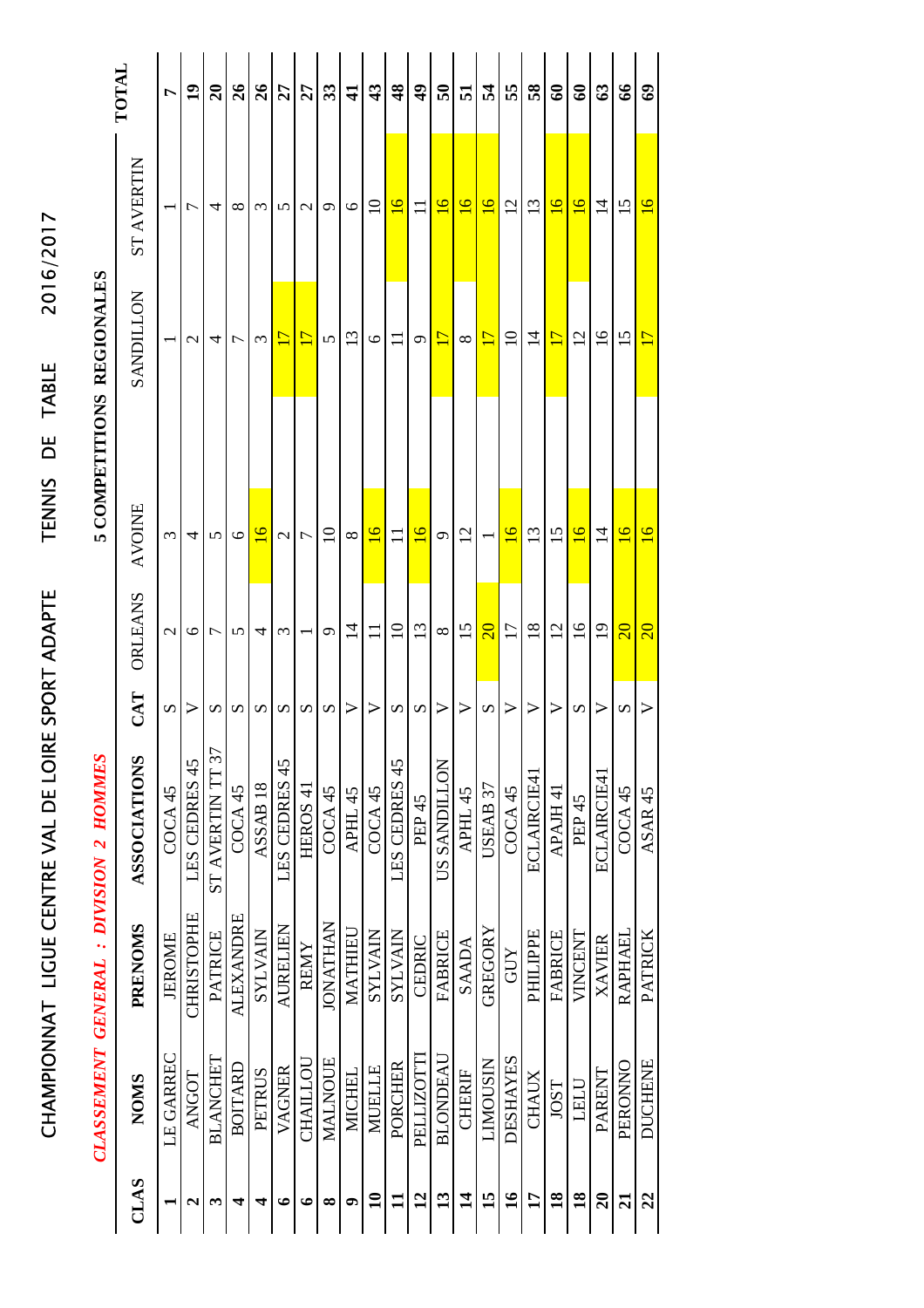# CHAMPIONNAT LIGUE CENTRE VAL DE LOIRE SPORT ADAPTE TENNIS DE TABLE 2016/2017

## *CLASSEMENT GENERAL : DIVISION 2 HOMMES*

| CLAS | NOMS | PRENOMS | ASSOCIATIONS | CAT | 5 COMPETITIONS REGIONALES | | | | | TOTAL |
|---|---|---|---|---|---|---|---|---|---|---|
| | | | | | ORLEANS | AVOINE | SANDILLON | ST AVERTIN | | |
| 1 | LE GARREC | JEROME | COCA 45 | S | 2 | 3 | 1 | 1 | | 7 |
| 2 | ANGOT | CHRISTOPHE | LES CEDRES 45 | V | 6 | 4 | 2 | 7 | | 19 |
| 3 | BLANCHET | PATRICE | ST AVERTIN TT 37 | S | 7 | 5 | 4 | 4 | | 20 |
| 4 | BOITARD | ALEXANDRE | COCA 45 | S | 5 | 6 | 7 | 8 | | 26 |
| 4 | PETRUS | SYLVAIN | ASSAB 18 | S | 4 | 16 | 3 | 3 | | 26 |
| 6 | VAGNER | AURELIEN | LES CEDRES 45 | S | 3 | 2 | 17 | 5 | | 27 |
| 6 | CHAILLOU | REMY | HEROS 41 | S | 1 | 7 | 17 | 2 | | 27 |
| 8 | MALNOUE | JONATHAN | COCA 45 | S | 9 | 10 | 5 | 9 | | 33 |
| 9 | MICHEL | MATHIEU | APHL 45 | V | 14 | 8 | 13 | 6 | | 41 |
| 10 | MUELLE | SYLVAIN | COCA 45 | V | 11 | 16 | 6 | 10 | | 43 |
| 11 | PORCHER | SYLVAIN | LES CEDRES 45 | S | 10 | 11 | 11 | 16 | | 48 |
| 12 | PELLIZOTTI | CEDRIC | PEP 45 | S | 13 | 16 | 9 | 11 | | 49 |
| 13 | BLONDEAU | FABRICE | US SANDILLON | V | 8 | 9 | 17 | 16 | | 50 |
| 14 | CHERIF | SAADA | APHL 45 | V | 15 | 12 | 8 | 16 | | 51 |
| 15 | LIMOUSIN | GREGORY | USEAB 37 | S | 20 | 1 | 17 | 16 | | 54 |
| 16 | DESHAYES | GUY | COCA 45 | V | 17 | 16 | 10 | 12 | | 55 |
| 17 | CHAUX | PHILIPPE | ECLAIRCIE41 | V | 18 | 13 | 14 | 13 | | 58 |
| 18 | JOST | FABRICE | APAJH 41 | V | 12 | 15 | 17 | 16 | | 60 |
| 18 | LELU | VINCENT | PEP 45 | S | 16 | 16 | 12 | 16 | | 60 |
| 20 | PARENT | XAVIER | ECLAIRCIE41 | V | 19 | 14 | 16 | 14 | | 63 |
| 21 | PERONNO | RAPHAEL | COCA 45 | S | 20 | 16 | 15 | 15 | | 66 |
| 22 | DUCHENE | PATRICK | ASAR 45 | V | 20 | 16 | 17 | 16 | | 69 |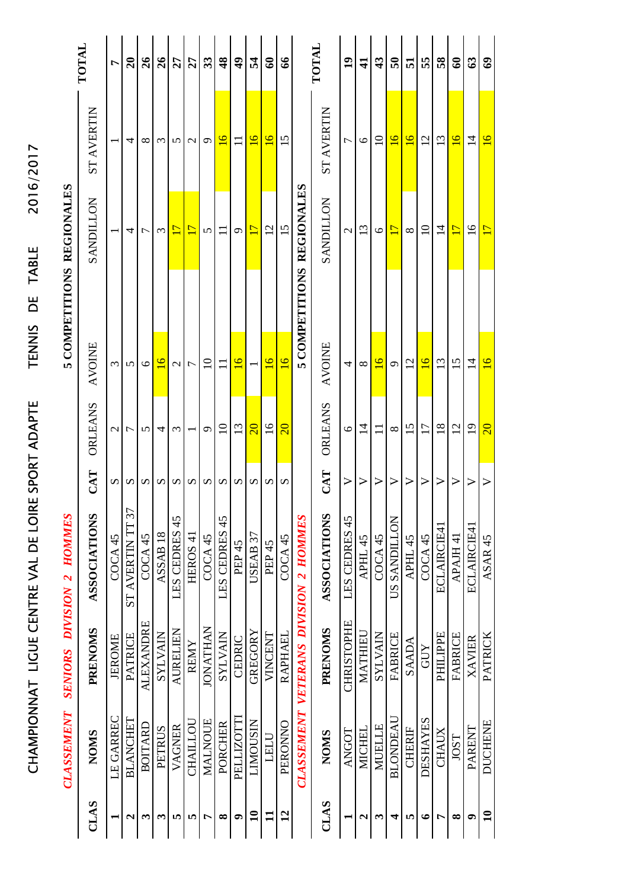# CHAMPIONNAT LIGUE CENTRE VAL DE LOIRE SPORT ADAPTE TENNIS DE TABLE 2016/2017

## 5 COMPETITIONS REGIONALES

### *CLASSEMENT SENIORS DIVISION 2 HOMMES*

| CLAS | NOMS | PRENOMS | ASSOCIATIONS | CAT | ORLEANS | AVOINE | SANDILLON | ST AVERTIN | TOTAL |
|---|---|---|---|---|---|---|---|---|---|
| **1** | LE GARREC | JEROME | COCA 45 | S | 2 | 3 | 1 | 1 | **7** |
| **2** | BLANCHET | PATRICE | ST AVERTIN TT 37 | S | 7 | 5 | 4 | 4 | **20** |
| **3** | BOITARD | ALEXANDRE | COCA 45 | S | 5 | 6 | 7 | 8 | **26** |
| **3** | PETRUS | SYLVAIN | ASSAB 18 | S | 4 | 16 | 3 | 3 | **26** |
| **5** | VAGNER | AURELIEN | LES CEDRES 45 | S | 3 | 2 | 17 | 5 | **27** |
| **5** | CHAILLOU | REMY | HEROS 41 | S | 1 | 7 | 17 | 2 | **27** |
| **7** | MALNOUE | JONATHAN | COCA 45 | S | 9 | 10 | 5 | 9 | **33** |
| **8** | PORCHER | SYLVAIN | LES CEDRES 45 | S | 10 | 11 | 11 | 16 | **48** |
| **9** | PELLIZOTTI | CEDRIC | PEP 45 | S | 13 | 16 | 9 | 11 | **49** |
| **10** | LIMOUSIN | GREGORY | USEAB 37 | S | 20 | 1 | 17 | 16 | **54** |
| **11** | LELU | VINCENT | PEP 45 | S | 16 | 16 | 12 | 16 | **60** |
| **12** | PERONNO | RAPHAEL | COCA 45 | S | 20 | 16 | 15 | 15 | **66** |

## 5 COMPETITIONS REGIONALES

### *CLASSEMENT VETERANS DIVISION 2 HOMMES*

| CLAS | NOMS | PRENOMS | ASSOCIATIONS | CAT | ORLEANS | AVOINE | SANDILLON | ST AVERTIN | TOTAL |
|---|---|---|---|---|---|---|---|---|---|
| **1** | ANGOT | CHRISTOPHE | LES CEDRES 45 | V | 6 | 4 | 2 | 7 | **19** |
| **2** | MICHEL | MATHIEU | APHL 45 | V | 14 | 8 | 13 | 6 | **41** |
| **3** | MUELLE | SYLVAIN | COCA 45 | V | 11 | 16 | 6 | 10 | **43** |
| **4** | BLONDEAU | FABRICE | US SANDILLON | V | 8 | 9 | 17 | 16 | **50** |
| **5** | CHERIF | SAADA | APHL 45 | V | 15 | 12 | 8 | 16 | **51** |
| **6** | DESHAYES | GUY | COCA 45 | V | 17 | 16 | 10 | 12 | **55** |
| **7** | CHAUX | PHILIPPE | ECLAIRCIE41 | V | 18 | 13 | 14 | 13 | **58** |
| **8** | JOST | FABRICE | APAJH 41 | V | 12 | 15 | 17 | 16 | **60** |
| **9** | PARENT | XAVIER | ECLAIRCIE41 | V | 19 | 14 | 16 | 14 | **63** |
| **10** | DUCHENE | PATRICK | ASAR 45 | V | 20 | 16 | 17 | 16 | **69** |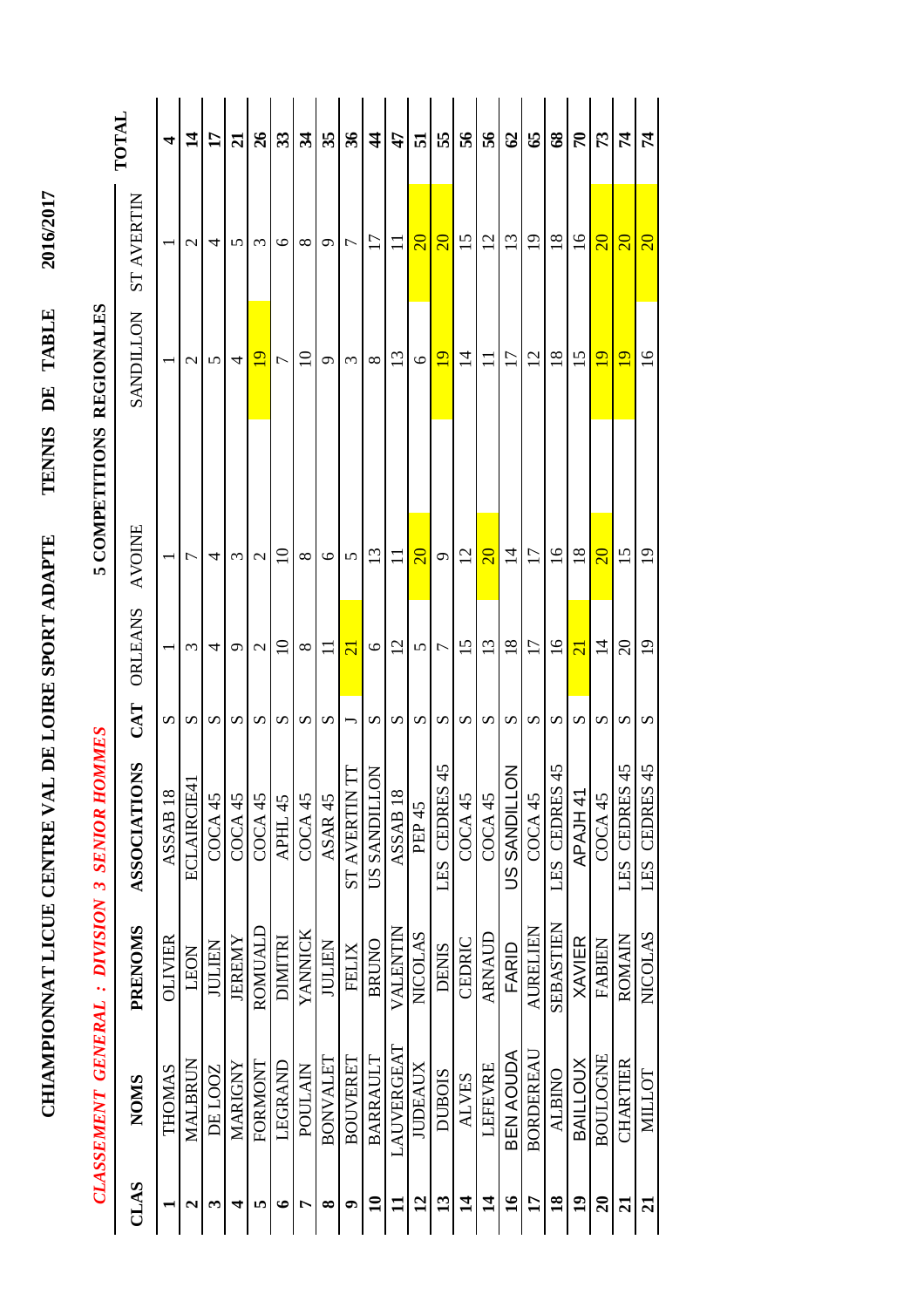# CHAMPIONNAT LICUE CENTRE VAL DE LOIRE SPORT ADAPTE    TENNIS DE TABLE    2016/2017

## *CLASSEMENT GENERAL : DIVISION 3 SENIOR HOMMES*

**5 COMPETITIONS REGIONALES**

| CLAS | NOMS | PRENOMS | ASSOCIATIONS | CAT | ORLEANS | AVOINE | SANDILLON | ST AVERTIN | TOTAL |
|---|---|---|---|---|---|---|---|---|---|
| **1** | THOMAS | OLIVIER | ASSAB 18 | S | 1 | 1 | 1 | 1 | **4** |
| **2** | MALBRUN | LEON | ECLAIRCIE41 | S | 3 | 7 | 2 | 2 | **14** |
| **3** | DE LOOZ | JULIEN | COCA 45 | S | 4 | 4 | 5 | 4 | **17** |
| **4** | MARIGNY | JEREMY | COCA 45 | S | 9 | 3 | 4 | 5 | **21** |
| **5** | FORMONT | ROMUALD | COCA 45 | S | 2 | 2 | 19 | 3 | **26** |
| **6** | LEGRAND | DIMITRI | APHL 45 | S | 10 | 10 | 7 | 6 | **33** |
| **7** | POULAIN | YANNICK | COCA 45 | S | 8 | 8 | 10 | 8 | **34** |
| **8** | BONVALET | JULIEN | ASAR 45 | S | 11 | 6 | 9 | 9 | **35** |
| **9** | BOUVERET | FELIX | ST AVERTIN TT | J | 21 | 5 | 3 | 7 | **36** |
| **10** | BARRAULT | BRUNO | US SANDILLON | S | 6 | 13 | 8 | 17 | **44** |
| **11** | LAUVERGEAT | VALENTIN | ASSAB 18 | S | 12 | 11 | 13 | 11 | **47** |
| **12** | JUDEAUX | NICOLAS | PEP 45 | S | 5 | 20 | 6 | 20 | **51** |
| **13** | DUBOIS | DENIS | LES CEDRES 45 | S | 7 | 9 | 19 | 20 | **55** |
| **14** | ALVES | CEDRIC | COCA 45 | S | 15 | 12 | 14 | 15 | **56** |
| **14** | LEFEVRE | ARNAUD | COCA 45 | S | 13 | 20 | 11 | 12 | **56** |
| **16** | BEN AOUDA | FARID | US SANDILLON | S | 18 | 14 | 17 | 13 | **62** |
| **17** | BORDEREAU | AURELIEN | COCA 45 | S | 17 | 17 | 12 | 19 | **65** |
| **18** | ALBINO | SEBASTIEN | LES CEDRES 45 | S | 16 | 16 | 18 | 18 | **68** |
| **19** | BAILLOUX | XAVIER | APAJH 41 | S | 21 | 18 | 15 | 16 | **70** |
| **20** | BOULOGNE | FABIEN | COCA 45 | S | 14 | 20 | 19 | 20 | **73** |
| **21** | CHARTIER | ROMAIN | LES CEDRES 45 | S | 20 | 15 | 19 | 20 | **74** |
| **21** | MILLOT | NICOLAS | LES CEDRES 45 | S | 19 | 19 | 16 | 20 | **74** |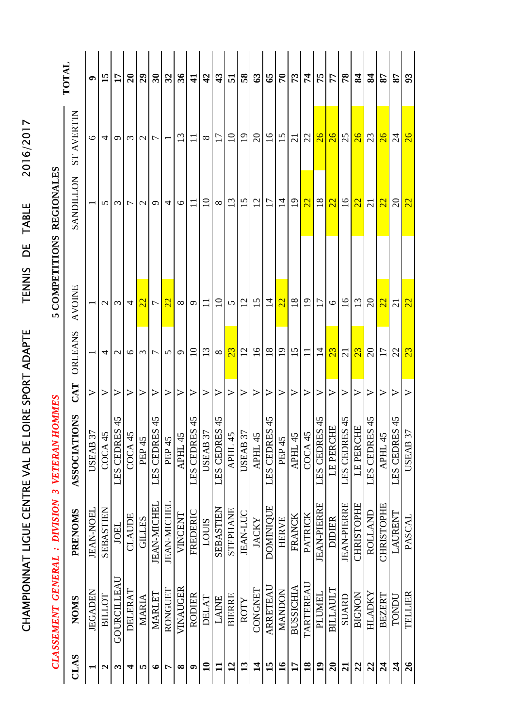# CHAMPIONNAT LIGUE CENTRE VAL DE LOIRE SPORT ADAPTE TENNIS DE TABLE 2016/2017

## *CLASSEMENT GENERAL : DIVISION 3 VETERAN HOMMES*

**5 COMPETITIONS REGIONALES**

| CLAS | NOMS | PRENOMS | ASSOCIATIONS | CAT | ORLEANS | AVOINE | SANDILLON | ST AVERTIN | TOTAL |
|---|---|---|---|---|---|---|---|---|---|
| **1** | JEGADEN | JEAN-NOEL | USEAB 37 | V | 1 | 1 | 1 | 6 | **9** |
| **2** | BILLOT | SEBASTIEN | COCA 45 | V | 4 | 2 | 5 | 4 | **15** |
| **3** | GOURCILLEAU | JOEL | LES CEDRES 45 | V | 2 | 3 | 3 | 9 | **17** |
| **4** | DELERAT | CLAUDE | COCA 45 | V | 6 | 4 | 7 | 3 | **20** |
| **5** | MARIA | GILLES | PEP 45 | V | 3 | 22 | 2 | 2 | **29** |
| **6** | MARLET | JEAN-MICHEL | LES CEDRES 45 | V | 7 | 7 | 9 | 7 | **30** |
| **7** | RONGUET | JEAN-MICHEL | PEP 45 | V | 5 | 22 | 4 | 1 | **32** |
| **8** | VINAUGER | VINCENT | APHL 45 | V | 9 | 8 | 6 | 13 | **36** |
| **9** | RODIER | FREDERIC | LES CEDRES 45 | V | 10 | 9 | 11 | 11 | **41** |
| **10** | DELAT | LOUIS | USEAB 37 | V | 13 | 11 | 10 | 8 | **42** |
| **11** | LAINE | SEBASTIEN | LES CEDRES 45 | V | 8 | 10 | 8 | 17 | **43** |
| **12** | BIERRE | STEPHANE | APHL 45 | V | 23 | 5 | 13 | 10 | **51** |
| **13** | ROTY | JEAN-LUC | USEAB 37 | V | 12 | 12 | 15 | 19 | **58** |
| **14** | CONGNET | JACKY | APHL 45 | V | 16 | 15 | 12 | 20 | **63** |
| **15** | ARRETEAU | DOMINIQUE | LES CEDRES 45 | V | 18 | 14 | 17 | 16 | **65** |
| **16** | MANDON | HERVE | PEP 45 | V | 19 | 22 | 14 | 15 | **70** |
| **17** | BUSSICHIA | FRANCK | APHL 45 | V | 15 | 18 | 19 | 21 | **73** |
| **18** | TARTEREAU | PATRICK | COCA 45 | V | 11 | 19 | 22 | 22 | **74** |
| **19** | PLUMEL | JEAN-PIERRE | LES CEDRES 45 | V | 14 | 17 | 18 | 26 | **75** |
| **20** | BILLAULT | DIDIER | LE PERCHE | V | 23 | 6 | 22 | 26 | **77** |
| **21** | SUARD | JEAN-PIERRE | LES CEDRES 45 | V | 21 | 16 | 16 | 25 | **78** |
| **22** | BIGNON | CHRISTOPHE | LE PERCHE | V | 23 | 13 | 22 | 26 | **84** |
| **22** | HLADKY | ROLLAND | LES CEDRES 45 | V | 20 | 20 | 21 | 23 | **84** |
| **24** | BEZERT | CHRISTOPHE | APHL 45 | V | 17 | 22 | 22 | 26 | **87** |
| **24** | TONDU | LAURENT | LES CEDRES 45 | V | 22 | 21 | 20 | 24 | **87** |
| **26** | TELLIER | PASCAL | USEAB 37 | V | 23 | 22 | 22 | 26 | **93** |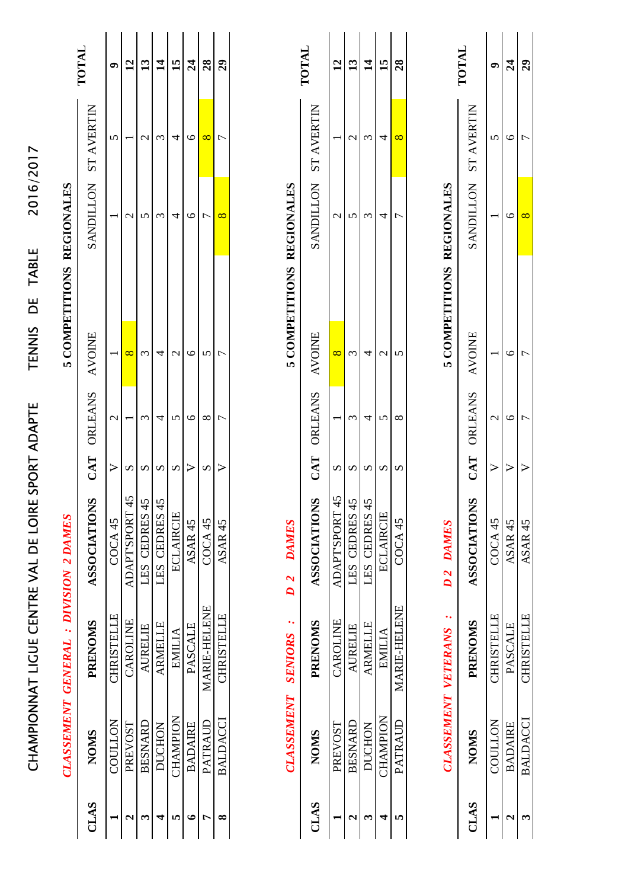# CHAMPIONNAT LIGUE CENTRE VAL DE LOIRE SPORT ADAPTE TENNIS DE TABLE 2016/2017

## *CLASSEMENT GENERAL : DIVISION 2 DAMES*

| CLAS | NOMS | PRENOMS | ASSOCIATIONS | CAT | 5 COMPETITIONS REGIONALES | | | | | TOTAL |
|---|---|---|---|---|---|---|---|---|---|---|
| | | | | | ORLEANS | AVOINE | SANDILLON | ST AVERTIN | | |
| **1** | COULLON | CHRISTELLE | COCA 45 | V | 2 | 1 | 1 | 5 | | **9** |
| **2** | PREVOST | CAROLINE | ADAPT'SPORT 45 | S | 1 | 8 | 2 | 1 | | **12** |
| **3** | BESNARD | AURELIE | LES CEDRES 45 | S | 3 | 3 | 5 | 2 | | **13** |
| **4** | DUCHON | ARMELLE | LES CEDRES 45 | S | 4 | 4 | 3 | 3 | | **14** |
| **5** | CHAMPION | EMILIA | ECLAIRCIE | S | 5 | 2 | 4 | 4 | | **15** |
| **6** | BADAIRE | PASCALE | ASAR 45 | V | 6 | 6 | 6 | 6 | | **24** |
| **7** | PATRAUD | MARIE-HELENE | COCA 45 | S | 8 | 5 | 7 | 8 | | **28** |
| **8** | BALDACCI | CHRISTELLE | ASAR 45 | V | 7 | 7 | 8 | 7 | | **29** |

## *CLASSEMENT SENIORS : D 2 DAMES*

| CLAS | NOMS | PRENOMS | ASSOCIATIONS | CAT | 5 COMPETITIONS REGIONALES | | | | | TOTAL |
|---|---|---|---|---|---|---|---|---|---|---|
| | | | | | ORLEANS | AVOINE | SANDILLON | ST AVERTIN | | |
| **1** | PREVOST | CAROLINE | ADAPT'SPORT 45 | S | 1 | 8 | 2 | 1 | | **12** |
| **2** | BESNARD | AURELIE | LES CEDRES 45 | S | 3 | 3 | 5 | 2 | | **13** |
| **3** | DUCHON | ARMELLE | LES CEDRES 45 | S | 4 | 4 | 3 | 3 | | **14** |
| **4** | CHAMPION | EMILIA | ECLAIRCIE | S | 5 | 2 | 4 | 4 | | **15** |
| **5** | PATRAUD | MARIE-HELENE | COCA 45 | S | 8 | 5 | 7 | 8 | | **28** |

## *CLASSEMENT VETERANS : D 2 DAMES*

| CLAS | NOMS | PRENOMS | ASSOCIATIONS | CAT | 5 COMPETITIONS REGIONALES | | | | | TOTAL |
|---|---|---|---|---|---|---|---|---|---|---|
| | | | | | ORLEANS | AVOINE | SANDILLON | ST AVERTIN | | |
| **1** | COULLON | CHRISTELLE | COCA 45 | V | 2 | 1 | 1 | 5 | | **9** |
| **2** | BADAIRE | PASCALE | ASAR 45 | V | 6 | 6 | 6 | 6 | | **24** |
| **3** | BALDACCI | CHRISTELLE | ASAR 45 | V | 7 | 7 | 8 | 7 | | **29** |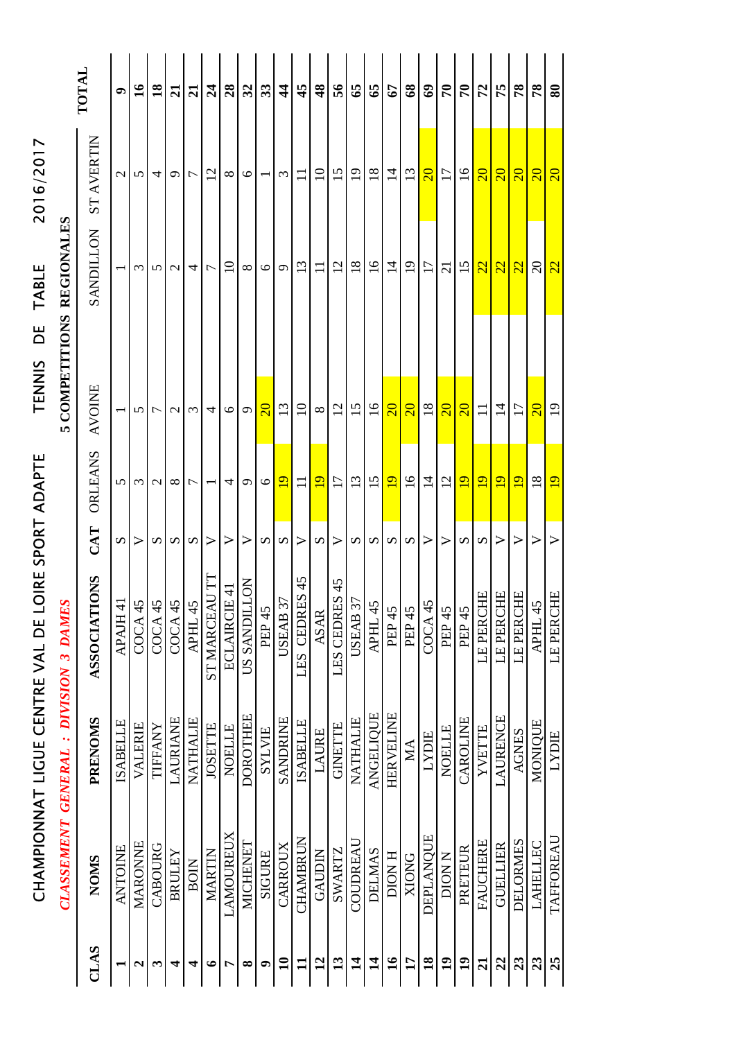# CHAMPIONNAT LIGUE CENTRE VAL DE LOIRE SPORT ADAPTE TENNIS DE TABLE 2016/2017

## *CLASSEMENT GENERAL : DIVISION 3 DAMES*

**5 COMPETITIONS REGIONALES**

| CLAS | NOMS | PRENOMS | ASSOCIATIONS | CAT | ORLEANS | AVOINE | SANDILLON | ST AVERTIN | TOTAL |
|---|---|---|---|---|---|---|---|---|---|
| **1** | ANTOINE | ISABELLE | APAJH 41 | S | 5 | 1 | 1 | 2 | **9** |
| **2** | MARONNE | VALERIE | COCA 45 | V | 3 | 5 | 3 | 5 | **16** |
| **3** | CABOURG | TIFFANY | COCA 45 | S | 2 | 7 | 5 | 4 | **18** |
| **4** | BRULEY | LAURIANE | COCA 45 | S | 8 | 2 | 2 | 9 | **21** |
| **4** | BOIN | NATHALIE | APHL 45 | S | 7 | 3 | 4 | 7 | **21** |
| **6** | MARTIN | JOSETTE | ST MARCEAU TT | V | 1 | 4 | 7 | 12 | **24** |
| **7** | LAMOUREUX | NOELLE | ECLAIRCIE 41 | V | 4 | 6 | 10 | 8 | **28** |
| **8** | MICHENET | DOROTHEE | US SANDILLON | V | 9 | 9 | 8 | 6 | **32** |
| **9** | SIGURE | SYLVIE | PEP 45 | S | 6 | 20 | 6 | 1 | **33** |
| **10** | CARROUX | SANDRINE | USEAB 37 | S | 19 | 13 | 9 | 3 | **44** |
| **11** | CHAMBRUN | ISABELLE | LES CEDRES 45 | V | 11 | 10 | 13 | 11 | **45** |
| **12** | GAUDIN | LAURE | ASAR | S | 19 | 8 | 11 | 10 | **48** |
| **13** | SWARTZ | GINETTE | LES CEDRES 45 | V | 17 | 12 | 12 | 15 | **56** |
| **14** | COUDREAU | NATHALIE | USEAB 37 | S | 13 | 15 | 18 | 19 | **65** |
| **14** | DELMAS | ANGELIQUE | APHL 45 | S | 15 | 16 | 16 | 18 | **65** |
| **16** | DION H | HERVELINE | PEP 45 | S | 19 | 20 | 14 | 14 | **67** |
| **17** | XIONG | MA | PEP 45 | S | 16 | 20 | 19 | 13 | **68** |
| **18** | DEPLANQUE | LYDIE | COCA 45 | V | 14 | 18 | 17 | 20 | **69** |
| **19** | DION N | NOELLE | PEP 45 | V | 12 | 20 | 21 | 17 | **70** |
| **19** | PRETEUR | CAROLINE | PEP 45 | S | 19 | 20 | 15 | 16 | **70** |
| **21** | FAUCHERE | YVETTE | LE PERCHE | S | 19 | 11 | 22 | 20 | **72** |
| **22** | GUELLIER | LAURENCE | LE PERCHE | V | 19 | 14 | 22 | 20 | **75** |
| **23** | DELORMES | AGNES | LE PERCHE | V | 19 | 17 | 22 | 20 | **78** |
| **23** | LAHELLEC | MONIQUE | APHL 45 | V | 18 | 20 | 20 | 20 | **78** |
| **25** | TAFFOREAU | LYDIE | LE PERCHE | V | 19 | 19 | 22 | 20 | **80** |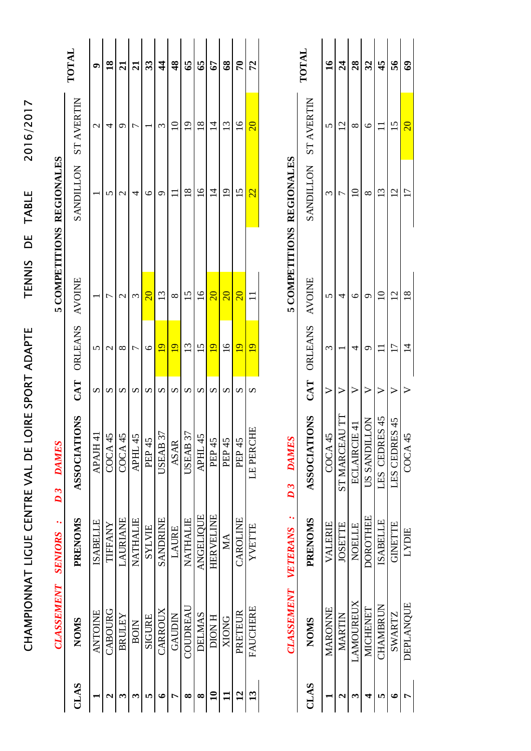# CHAMPIONNAT LIGUE CENTRE VAL DE LOIRE SPORT ADAPTE TENNIS DE TABLE 2016/2017

## *CLASSEMENT SENIORS : D 3 DAMES*

| CLAS | NOMS | PRENOMS | ASSOCIATIONS | CAT | 5 COMPETITIONS REGIONALES | | | | TOTAL |
|---|---|---|---|---|---|---|---|---|---|
| | | | | | ORLEANS | AVOINE | SANDILLON | ST AVERTIN | |
| **1** | ANTOINE | ISABELLE | APAJH 41 | S | 5 | 1 | 1 | 2 | **9** |
| **2** | CABOURG | TIFFANY | COCA 45 | S | 2 | 7 | 5 | 4 | **18** |
| **3** | BRULEY | LAURIANE | COCA 45 | S | 8 | 2 | 2 | 9 | **21** |
| **3** | BOIN | NATHALIE | APHL 45 | S | 7 | 3 | 4 | 7 | **21** |
| **5** | SIGURE | SYLVIE | PEP 45 | S | 6 | 20 | 6 | 1 | **33** |
| **6** | CARROUX | SANDRINE | USEAB 37 | S | 19 | 13 | 9 | 3 | **44** |
| **7** | GAUDIN | LAURE | ASAR | S | 19 | 8 | 11 | 10 | **48** |
| **8** | COUDREAU | NATHALIE | USEAB 37 | S | 13 | 15 | 18 | 19 | **65** |
| **8** | DELMAS | ANGELIQUE | APHL 45 | S | 15 | 16 | 16 | 18 | **65** |
| **10** | DION H | HERVELINE | PEP 45 | S | 19 | 20 | 14 | 14 | **67** |
| **11** | XIONG | MA | PEP 45 | S | 16 | 20 | 19 | 13 | **68** |
| **12** | PRETEUR | CAROLINE | PEP 45 | S | 19 | 20 | 15 | 16 | **70** |
| **13** | FAUCHERE | YVETTE | LE PERCHE | S | 19 | 11 | 22 | 20 | **72** |

## *CLASSEMENT VETERANS : D 3 DAMES*

| CLAS | NOMS | PRENOMS | ASSOCIATIONS | CAT | 5 COMPETITIONS REGIONALES | | | | TOTAL |
|---|---|---|---|---|---|---|---|---|---|
| | | | | | ORLEANS | AVOINE | SANDILLON | ST AVERTIN | |
| **1** | MARONNE | VALERIE | COCA 45 | V | 3 | 5 | 3 | 5 | **16** |
| **2** | MARTIN | JOSETTE | ST MARCEAU TT | V | 1 | 4 | 7 | 12 | **24** |
| **3** | LAMOUREUX | NOELLE | ECLAIRCIE 41 | V | 4 | 6 | 10 | 8 | **28** |
| **4** | MICHENET | DOROTHEE | US SANDILLON | V | 9 | 9 | 8 | 6 | **32** |
| **5** | CHAMBRUN | ISABELLE | LES CEDRES 45 | V | 11 | 10 | 13 | 11 | **45** |
| **6** | SWARTZ | GINETTE | LES CEDRES 45 | V | 17 | 12 | 12 | 15 | **56** |
| **7** | DEPLANQUE | LYDIE | COCA 45 | V | 14 | 18 | 17 | 20 | **69** |